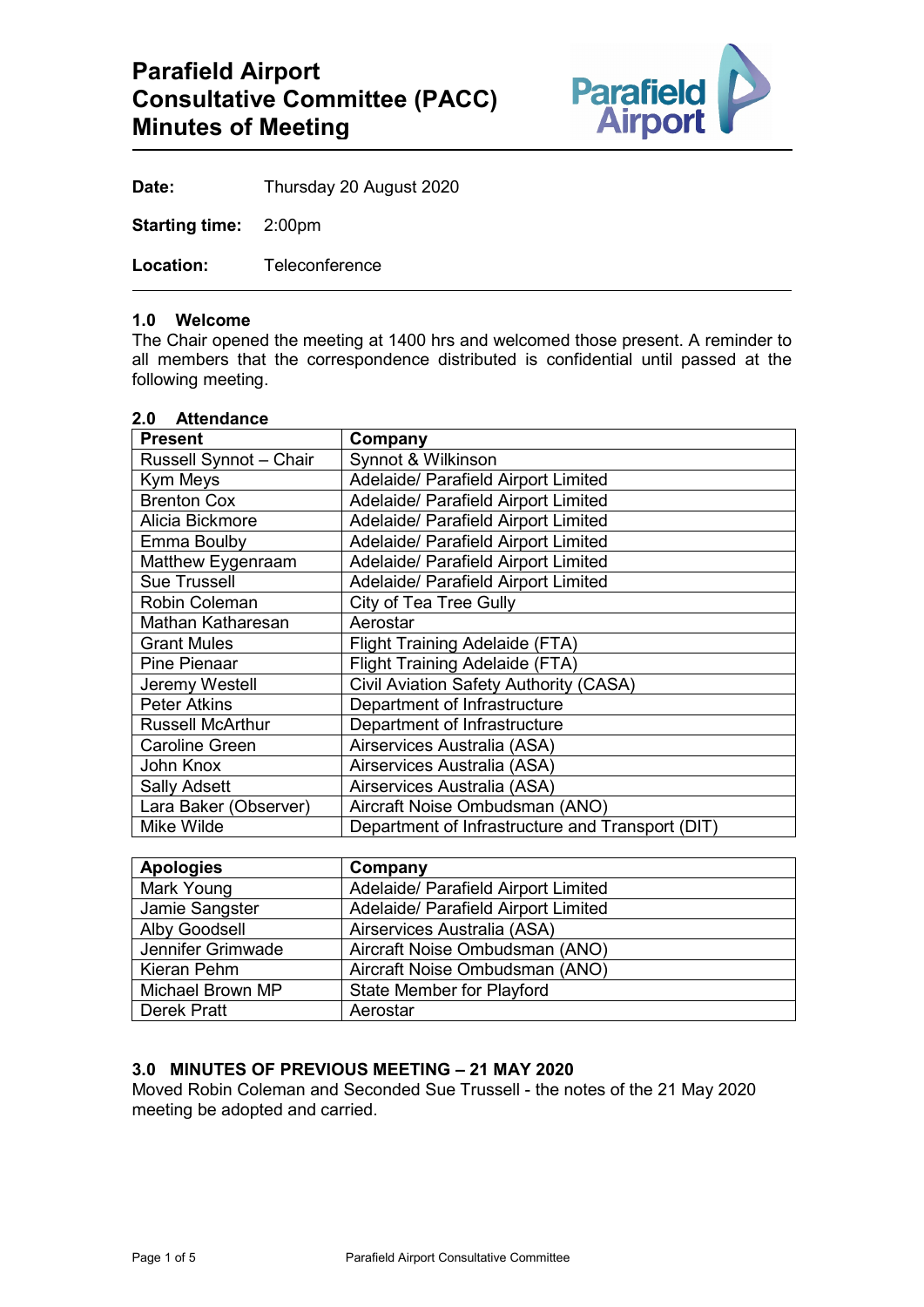# Parafield Airport Consultative Committee (PACC) Minutes of Meeting

**Date:** Thursday 20 August 2020

**Starting time:** 2:00pm

**Location:** Teleconference

### 1.0 Welcome

The Chair opened the meeting at 1400 hrs and welcomed those present. A reminder to all members that the correspondence distributed is confidential until passed at the following meeting.

### 2.0 Attendance

| Present | Company |
|---|---|
| Russell Synnot – Chair | Synnot & Wilkinson |
| Kym Meys | Adelaide/ Parafield Airport Limited |
| Brenton Cox | Adelaide/ Parafield Airport Limited |
| Alicia Bickmore | Adelaide/ Parafield Airport Limited |
| Emma Boulby | Adelaide/ Parafield Airport Limited |
| Matthew Eygenraam | Adelaide/ Parafield Airport Limited |
| Sue Trussell | Adelaide/ Parafield Airport Limited |
| Robin Coleman | City of Tea Tree Gully |
| Mathan Katharesan | Aerostar |
| Grant Mules | Flight Training Adelaide (FTA) |
| Pine Pienaar | Flight Training Adelaide (FTA) |
| Jeremy Westell | Civil Aviation Safety Authority (CASA) |
| Peter Atkins | Department of Infrastructure |
| Russell McArthur | Department of Infrastructure |
| Caroline Green | Airservices Australia (ASA) |
| John Knox | Airservices Australia (ASA) |
| Sally Adsett | Airservices Australia (ASA) |
| Lara Baker (Observer) | Aircraft Noise Ombudsman (ANO) |
| Mike Wilde | Department of Infrastructure and Transport (DIT) |

| Apologies | Company |
|---|---|
| Mark Young | Adelaide/ Parafield Airport Limited |
| Jamie Sangster | Adelaide/ Parafield Airport Limited |
| Alby Goodsell | Airservices Australia (ASA) |
| Jennifer Grimwade | Aircraft Noise Ombudsman (ANO) |
| Kieran Pehm | Aircraft Noise Ombudsman (ANO) |
| Michael Brown MP | State Member for Playford |
| Derek Pratt | Aerostar |

### 3.0 MINUTES OF PREVIOUS MEETING – 21 MAY 2020

Moved Robin Coleman and Seconded Sue Trussell - the notes of the 21 May 2020 meeting be adopted and carried.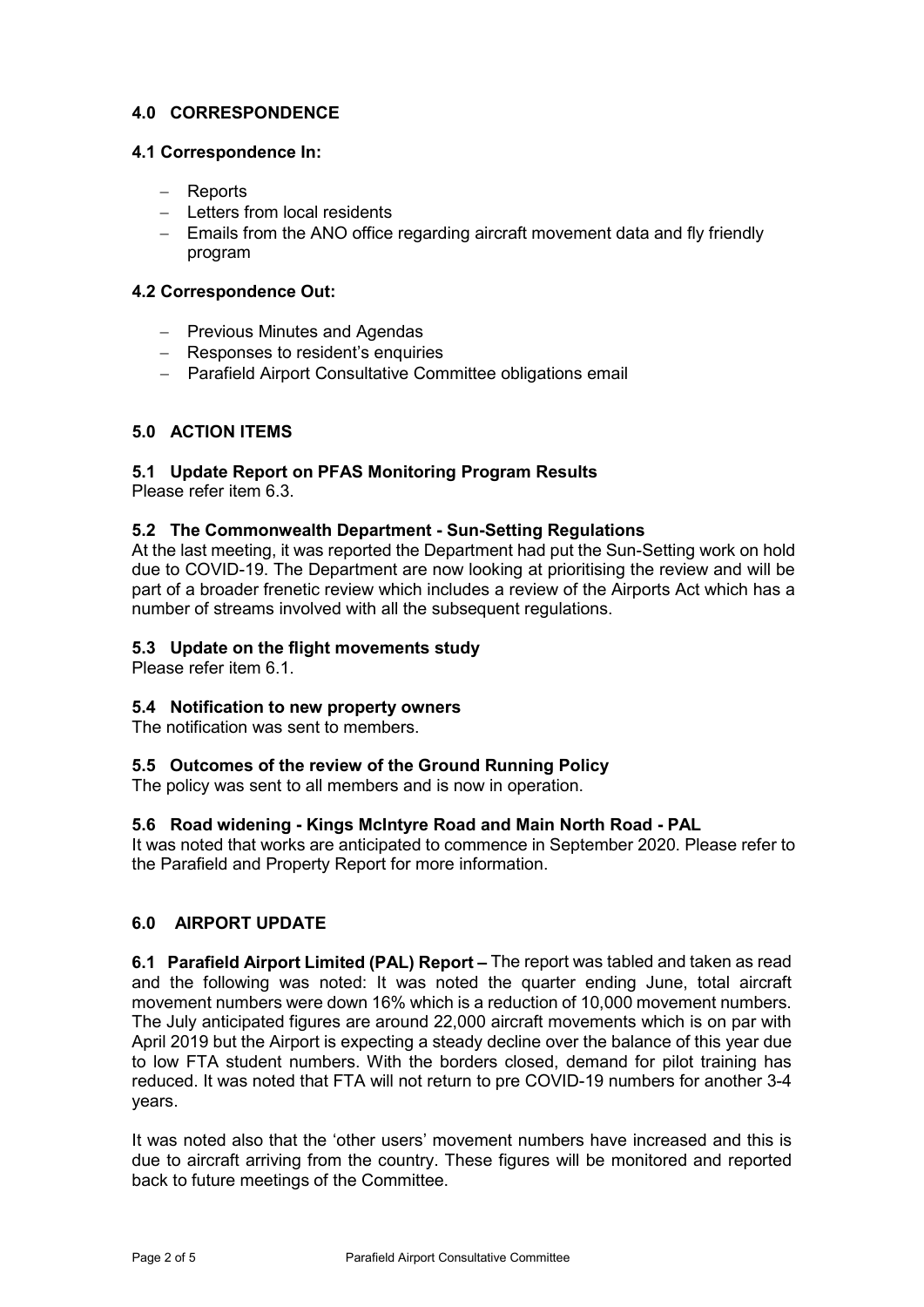## 4.0 CORRESPONDENCE

### 4.1 Correspondence In:

- Reports
- Letters from local residents
- Emails from the ANO office regarding aircraft movement data and fly friendly program

### 4.2 Correspondence Out:

- Previous Minutes and Agendas
- Responses to resident's enquiries
- Parafield Airport Consultative Committee obligations email

## 5.0 ACTION ITEMS

### 5.1 Update Report on PFAS Monitoring Program Results

Please refer item 6.3.

### 5.2 The Commonwealth Department - Sun-Setting Regulations

At the last meeting, it was reported the Department had put the Sun-Setting work on hold due to COVID-19. The Department are now looking at prioritising the review and will be part of a broader frenetic review which includes a review of the Airports Act which has a number of streams involved with all the subsequent regulations.

### 5.3 Update on the flight movements study

Please refer item 6.1.

### 5.4 Notification to new property owners

The notification was sent to members.

### 5.5 Outcomes of the review of the Ground Running Policy

The policy was sent to all members and is now in operation.

### 5.6 Road widening - Kings McIntyre Road and Main North Road - PAL

It was noted that works are anticipated to commence in September 2020. Please refer to the Parafield and Property Report for more information.

## 6.0 AIRPORT UPDATE

**6.1 Parafield Airport Limited (PAL) Report –** The report was tabled and taken as read and the following was noted: It was noted the quarter ending June, total aircraft movement numbers were down 16% which is a reduction of 10,000 movement numbers. The July anticipated figures are around 22,000 aircraft movements which is on par with April 2019 but the Airport is expecting a steady decline over the balance of this year due to low FTA student numbers. With the borders closed, demand for pilot training has reduced. It was noted that FTA will not return to pre COVID-19 numbers for another 3-4 years.

It was noted also that the 'other users' movement numbers have increased and this is due to aircraft arriving from the country. These figures will be monitored and reported back to future meetings of the Committee.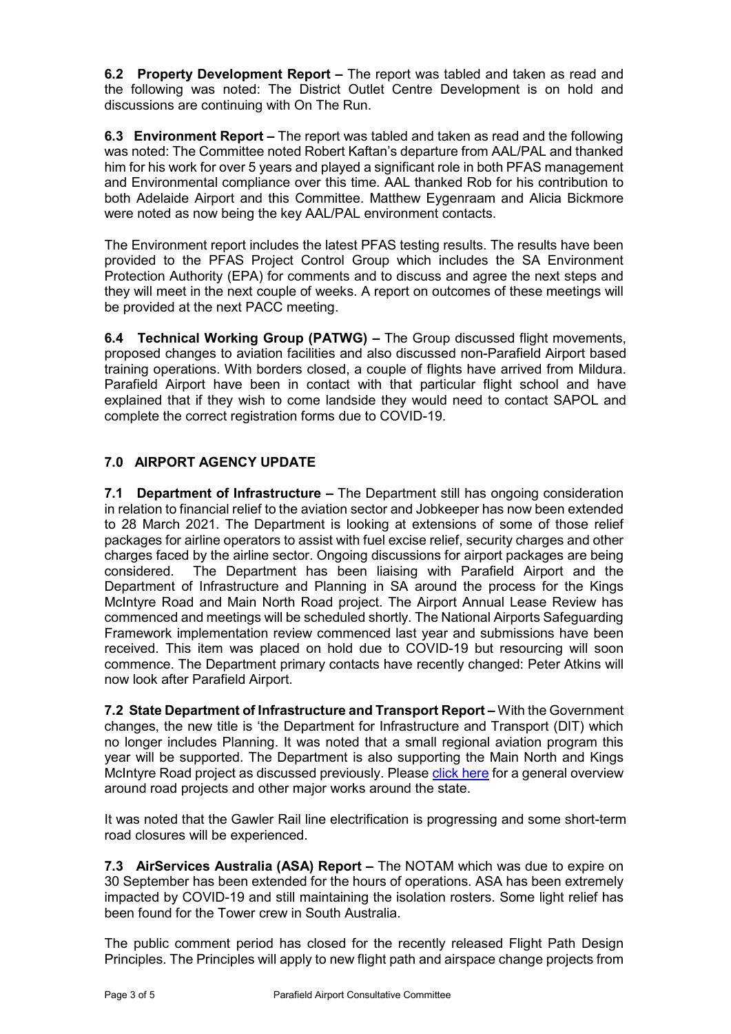**6.2 Property Development Report –** The report was tabled and taken as read and the following was noted: The District Outlet Centre Development is on hold and discussions are continuing with On The Run.

**6.3 Environment Report –** The report was tabled and taken as read and the following was noted: The Committee noted Robert Kaftan's departure from AAL/PAL and thanked him for his work for over 5 years and played a significant role in both PFAS management and Environmental compliance over this time. AAL thanked Rob for his contribution to both Adelaide Airport and this Committee. Matthew Eygenraam and Alicia Bickmore were noted as now being the key AAL/PAL environment contacts.

The Environment report includes the latest PFAS testing results. The results have been provided to the PFAS Project Control Group which includes the SA Environment Protection Authority (EPA) for comments and to discuss and agree the next steps and they will meet in the next couple of weeks. A report on outcomes of these meetings will be provided at the next PACC meeting.

**6.4 Technical Working Group (PATWG) –** The Group discussed flight movements, proposed changes to aviation facilities and also discussed non-Parafield Airport based training operations. With borders closed, a couple of flights have arrived from Mildura. Parafield Airport have been in contact with that particular flight school and have explained that if they wish to come landside they would need to contact SAPOL and complete the correct registration forms due to COVID-19.

## 7.0 AIRPORT AGENCY UPDATE

**7.1 Department of Infrastructure –** The Department still has ongoing consideration in relation to financial relief to the aviation sector and Jobkeeper has now been extended to 28 March 2021. The Department is looking at extensions of some of those relief packages for airline operators to assist with fuel excise relief, security charges and other charges faced by the airline sector. Ongoing discussions for airport packages are being considered. The Department has been liaising with Parafield Airport and the Department of Infrastructure and Planning in SA around the process for the Kings McIntyre Road and Main North Road project. The Airport Annual Lease Review has commenced and meetings will be scheduled shortly. The National Airports Safeguarding Framework implementation review commenced last year and submissions have been received. This item was placed on hold due to COVID-19 but resourcing will soon commence. The Department primary contacts have recently changed: Peter Atkins will now look after Parafield Airport.

**7.2 State Department of Infrastructure and Transport Report –** With the Government changes, the new title is 'the Department for Infrastructure and Transport (DIT) which no longer includes Planning. It was noted that a small regional aviation program this year will be supported. The Department is also supporting the Main North and Kings McIntyre Road project as discussed previously. Please click here for a general overview around road projects and other major works around the state.

It was noted that the Gawler Rail line electrification is progressing and some short-term road closures will be experienced.

**7.3 AirServices Australia (ASA) Report –** The NOTAM which was due to expire on 30 September has been extended for the hours of operations. ASA has been extremely impacted by COVID-19 and still maintaining the isolation rosters. Some light relief has been found for the Tower crew in South Australia.

The public comment period has closed for the recently released Flight Path Design Principles. The Principles will apply to new flight path and airspace change projects from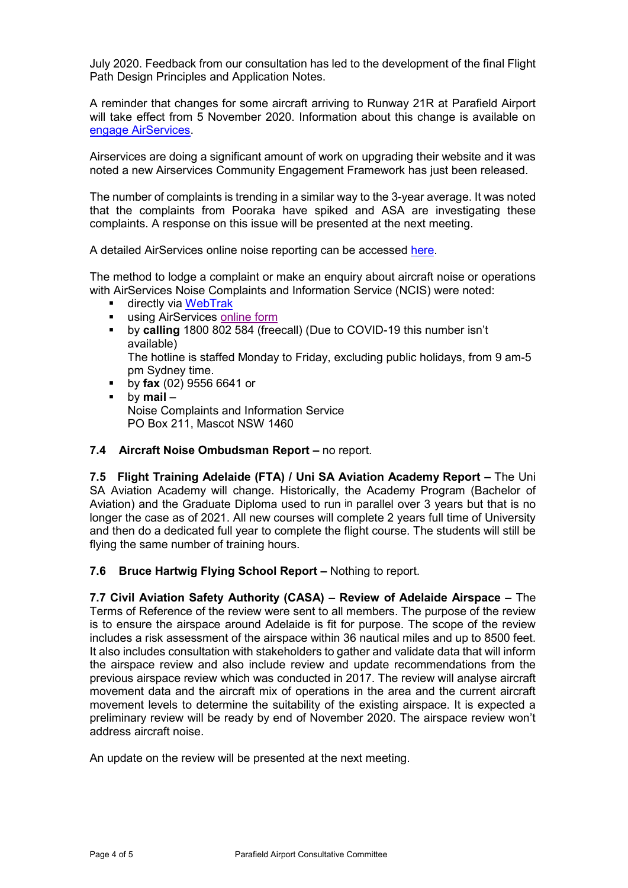July 2020. Feedback from our consultation has led to the development of the final Flight Path Design Principles and Application Notes.

A reminder that changes for some aircraft arriving to Runway 21R at Parafield Airport will take effect from 5 November 2020. Information about this change is available on engage AirServices.

Airservices are doing a significant amount of work on upgrading their website and it was noted a new Airservices Community Engagement Framework has just been released.

The number of complaints is trending in a similar way to the 3-year average. It was noted that the complaints from Pooraka have spiked and ASA are investigating these complaints. A response on this issue will be presented at the next meeting.

A detailed AirServices online noise reporting can be accessed here.

The method to lodge a complaint or make an enquiry about aircraft noise or operations with AirServices Noise Complaints and Information Service (NCIS) were noted:

- directly via WebTrak
- using AirServices online form
- by **calling** 1800 802 584 (freecall) (Due to COVID-19 this number isn't available)
  The hotline is staffed Monday to Friday, excluding public holidays, from 9 am-5 pm Sydney time.
- by **fax** (02) 9556 6641 or
- by **mail** –
  Noise Complaints and Information Service
  PO Box 211, Mascot NSW 1460

**7.4 Aircraft Noise Ombudsman Report –** no report.

**7.5 Flight Training Adelaide (FTA) / Uni SA Aviation Academy Report –** The Uni SA Aviation Academy will change. Historically, the Academy Program (Bachelor of Aviation) and the Graduate Diploma used to run in parallel over 3 years but that is no longer the case as of 2021. All new courses will complete 2 years full time of University and then do a dedicated full year to complete the flight course. The students will still be flying the same number of training hours.

**7.6 Bruce Hartwig Flying School Report –** Nothing to report.

**7.7 Civil Aviation Safety Authority (CASA) – Review of Adelaide Airspace –** The Terms of Reference of the review were sent to all members. The purpose of the review is to ensure the airspace around Adelaide is fit for purpose. The scope of the review includes a risk assessment of the airspace within 36 nautical miles and up to 8500 feet. It also includes consultation with stakeholders to gather and validate data that will inform the airspace review and also include review and update recommendations from the previous airspace review which was conducted in 2017. The review will analyse aircraft movement data and the aircraft mix of operations in the area and the current aircraft movement levels to determine the suitability of the existing airspace. It is expected a preliminary review will be ready by end of November 2020. The airspace review won't address aircraft noise.

An update on the review will be presented at the next meeting.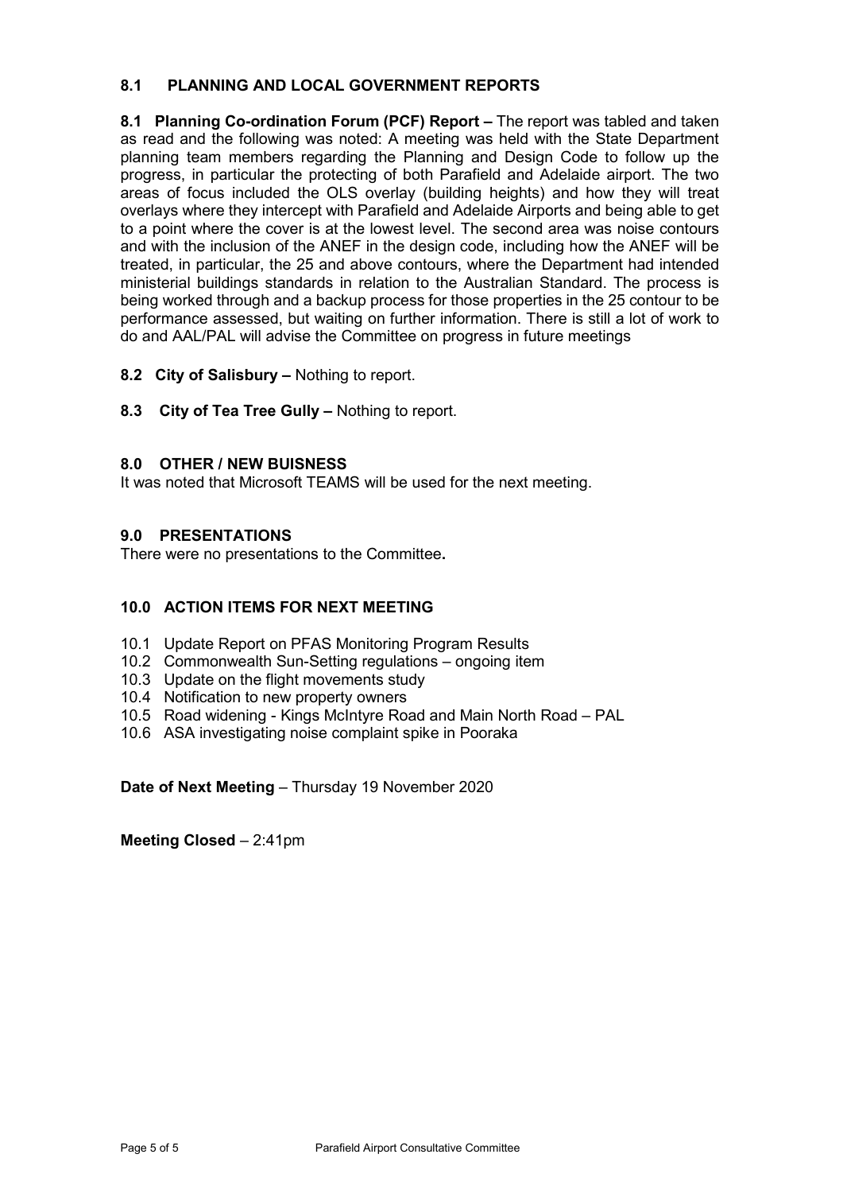## 8.1 PLANNING AND LOCAL GOVERNMENT REPORTS

**8.1 Planning Co-ordination Forum (PCF) Report –** The report was tabled and taken as read and the following was noted: A meeting was held with the State Department planning team members regarding the Planning and Design Code to follow up the progress, in particular the protecting of both Parafield and Adelaide airport. The two areas of focus included the OLS overlay (building heights) and how they will treat overlays where they intercept with Parafield and Adelaide Airports and being able to get to a point where the cover is at the lowest level. The second area was noise contours and with the inclusion of the ANEF in the design code, including how the ANEF will be treated, in particular, the 25 and above contours, where the Department had intended ministerial buildings standards in relation to the Australian Standard. The process is being worked through and a backup process for those properties in the 25 contour to be performance assessed, but waiting on further information. There is still a lot of work to do and AAL/PAL will advise the Committee on progress in future meetings

**8.2 City of Salisbury –** Nothing to report.

**8.3 City of Tea Tree Gully –** Nothing to report.

## 8.0 OTHER / NEW BUISNESS

It was noted that Microsoft TEAMS will be used for the next meeting.

## 9.0 PRESENTATIONS

There were no presentations to the Committee**.**

## 10.0 ACTION ITEMS FOR NEXT MEETING

- 10.1 Update Report on PFAS Monitoring Program Results
- 10.2 Commonwealth Sun-Setting regulations – ongoing item
- 10.3 Update on the flight movements study
- 10.4 Notification to new property owners
- 10.5 Road widening - Kings McIntyre Road and Main North Road – PAL
- 10.6 ASA investigating noise complaint spike in Pooraka

**Date of Next Meeting** – Thursday 19 November 2020

**Meeting Closed** – 2:41pm